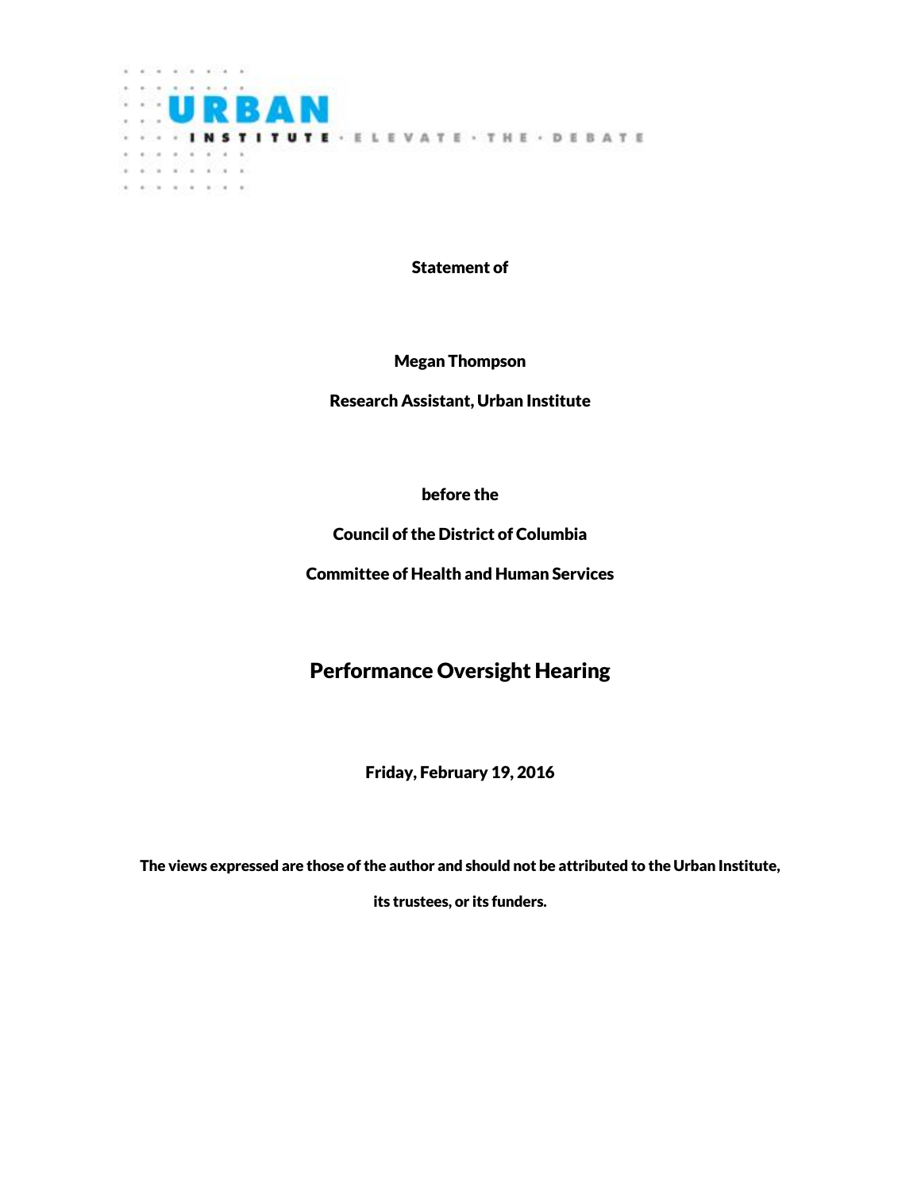URBAN INSTITUTE · ELEVATE · THE · DEBATE

**Statement of**

**Megan Thompson**

**Research Assistant, Urban Institute**

**before the**

**Council of the District of Columbia**

**Committee of Health and Human Services**

# Performance Oversight Hearing

**Friday, February 19, 2016**

**The views expressed are those of the author and should not be attributed to the Urban Institute, its trustees, or its funders.**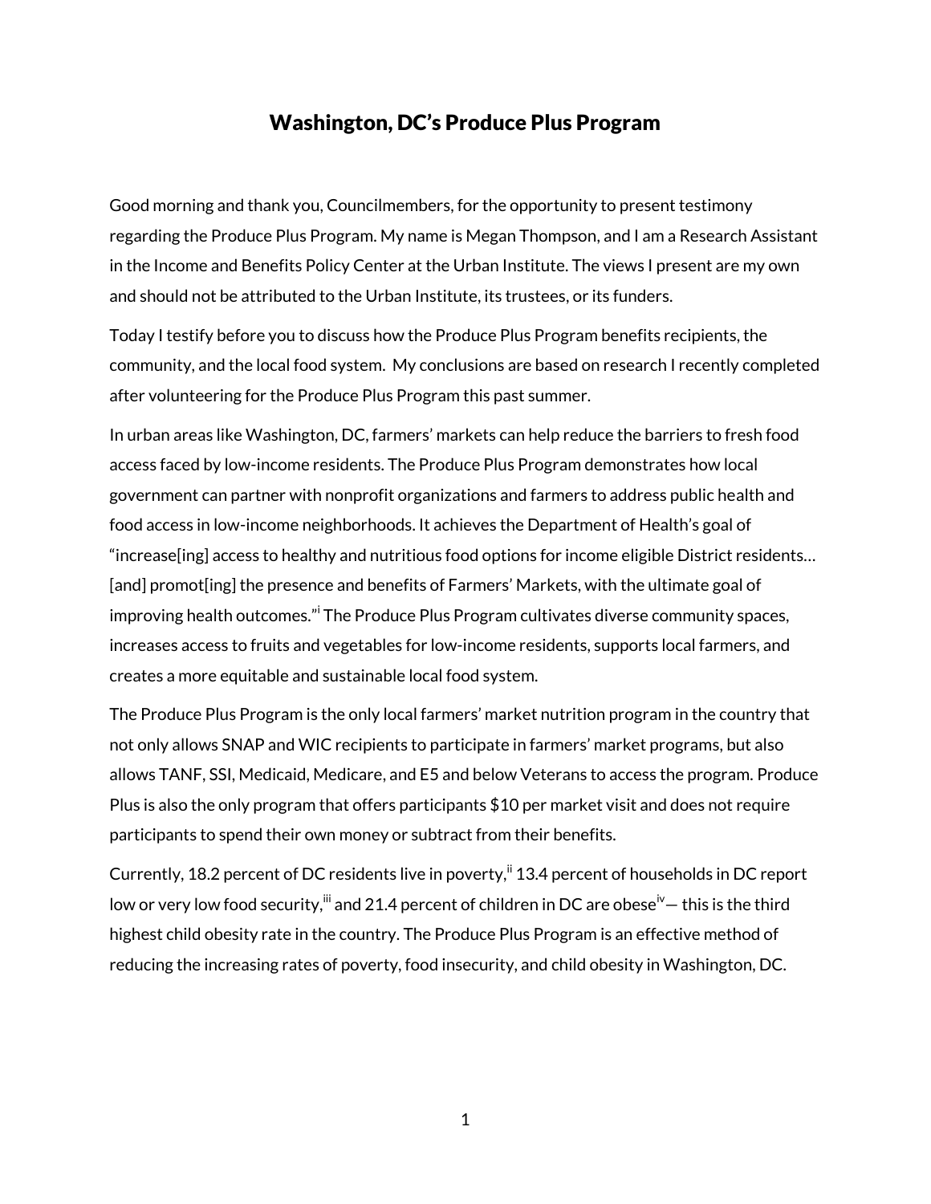# Washington, DC's Produce Plus Program

Good morning and thank you, Councilmembers, for the opportunity to present testimony regarding the Produce Plus Program. My name is Megan Thompson, and I am a Research Assistant in the Income and Benefits Policy Center at the Urban Institute. The views I present are my own and should not be attributed to the Urban Institute, its trustees, or its funders.

Today I testify before you to discuss how the Produce Plus Program benefits recipients, the community, and the local food system. My conclusions are based on research I recently completed after volunteering for the Produce Plus Program this past summer.

In urban areas like Washington, DC, farmers' markets can help reduce the barriers to fresh food access faced by low-income residents. The Produce Plus Program demonstrates how local government can partner with nonprofit organizations and farmers to address public health and food access in low-income neighborhoods. It achieves the Department of Health's goal of "increase[ing] access to healthy and nutritious food options for income eligible District residents… [and] promot[ing] the presence and benefits of Farmers' Markets, with the ultimate goal of improving health outcomes."[i] The Produce Plus Program cultivates diverse community spaces, increases access to fruits and vegetables for low-income residents, supports local farmers, and creates a more equitable and sustainable local food system.

The Produce Plus Program is the only local farmers' market nutrition program in the country that not only allows SNAP and WIC recipients to participate in farmers' market programs, but also allows TANF, SSI, Medicaid, Medicare, and E5 and below Veterans to access the program. Produce Plus is also the only program that offers participants $10 per market visit and does not require participants to spend their own money or subtract from their benefits.

Currently, 18.2 percent of DC residents live in poverty,[ii] 13.4 percent of households in DC report low or very low food security,[iii] and 21.4 percent of children in DC are obese[iv]— this is the third highest child obesity rate in the country. The Produce Plus Program is an effective method of reducing the increasing rates of poverty, food insecurity, and child obesity in Washington, DC.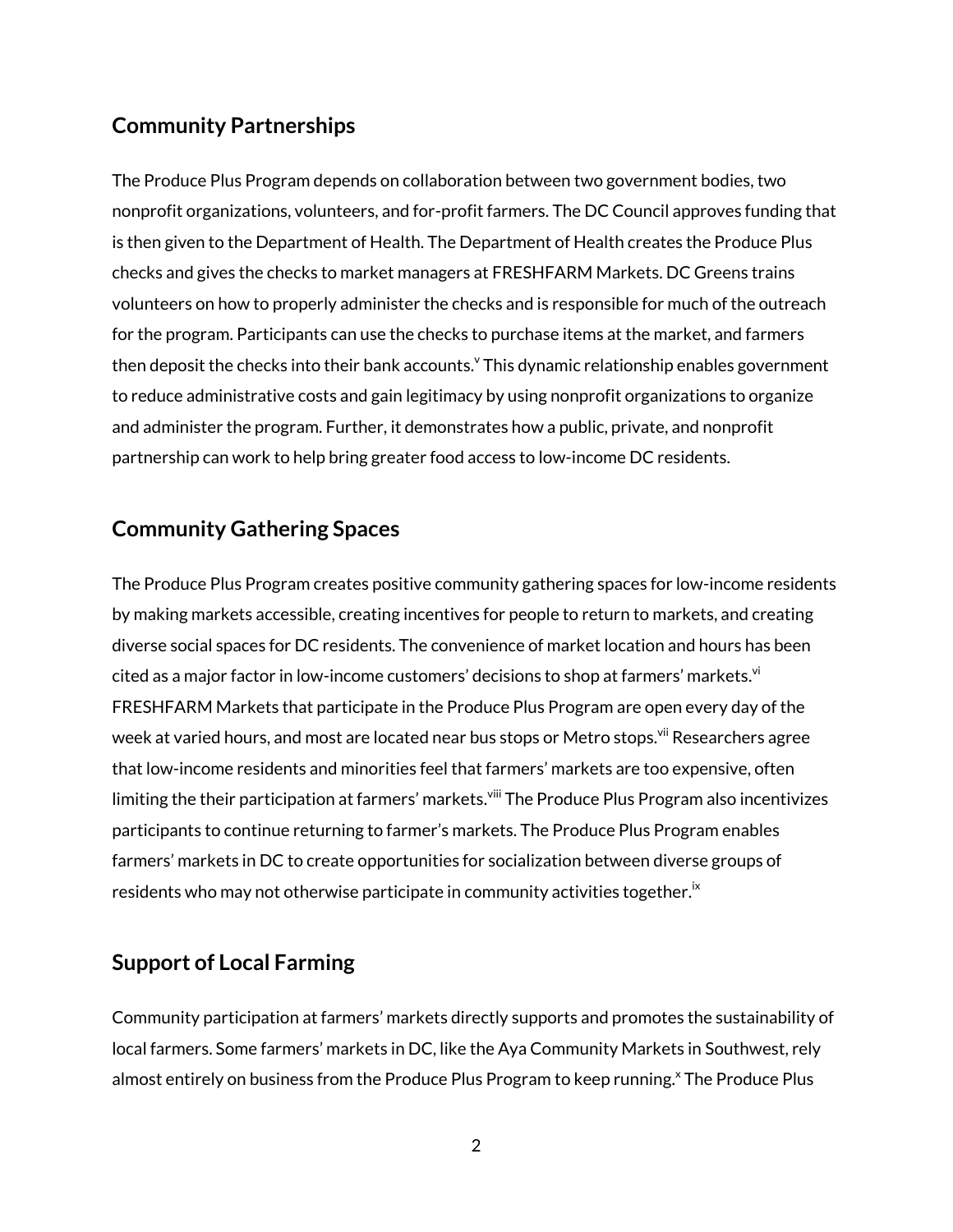## Community Partnerships

The Produce Plus Program depends on collaboration between two government bodies, two nonprofit organizations, volunteers, and for-profit farmers. The DC Council approves funding that is then given to the Department of Health. The Department of Health creates the Produce Plus checks and gives the checks to market managers at FRESHFARM Markets. DC Greens trains volunteers on how to properly administer the checks and is responsible for much of the outreach for the program. Participants can use the checks to purchase items at the market, and farmers then deposit the checks into their bank accounts.[v] This dynamic relationship enables government to reduce administrative costs and gain legitimacy by using nonprofit organizations to organize and administer the program. Further, it demonstrates how a public, private, and nonprofit partnership can work to help bring greater food access to low-income DC residents.

## Community Gathering Spaces

The Produce Plus Program creates positive community gathering spaces for low-income residents by making markets accessible, creating incentives for people to return to markets, and creating diverse social spaces for DC residents. The convenience of market location and hours has been cited as a major factor in low-income customers' decisions to shop at farmers' markets.[vi] FRESHFARM Markets that participate in the Produce Plus Program are open every day of the week at varied hours, and most are located near bus stops or Metro stops.[vii] Researchers agree that low-income residents and minorities feel that farmers' markets are too expensive, often limiting the their participation at farmers' markets.[viii] The Produce Plus Program also incentivizes participants to continue returning to farmer's markets. The Produce Plus Program enables farmers' markets in DC to create opportunities for socialization between diverse groups of residents who may not otherwise participate in community activities together.[ix]

## Support of Local Farming

Community participation at farmers' markets directly supports and promotes the sustainability of local farmers. Some farmers' markets in DC, like the Aya Community Markets in Southwest, rely almost entirely on business from the Produce Plus Program to keep running.[x] The Produce Plus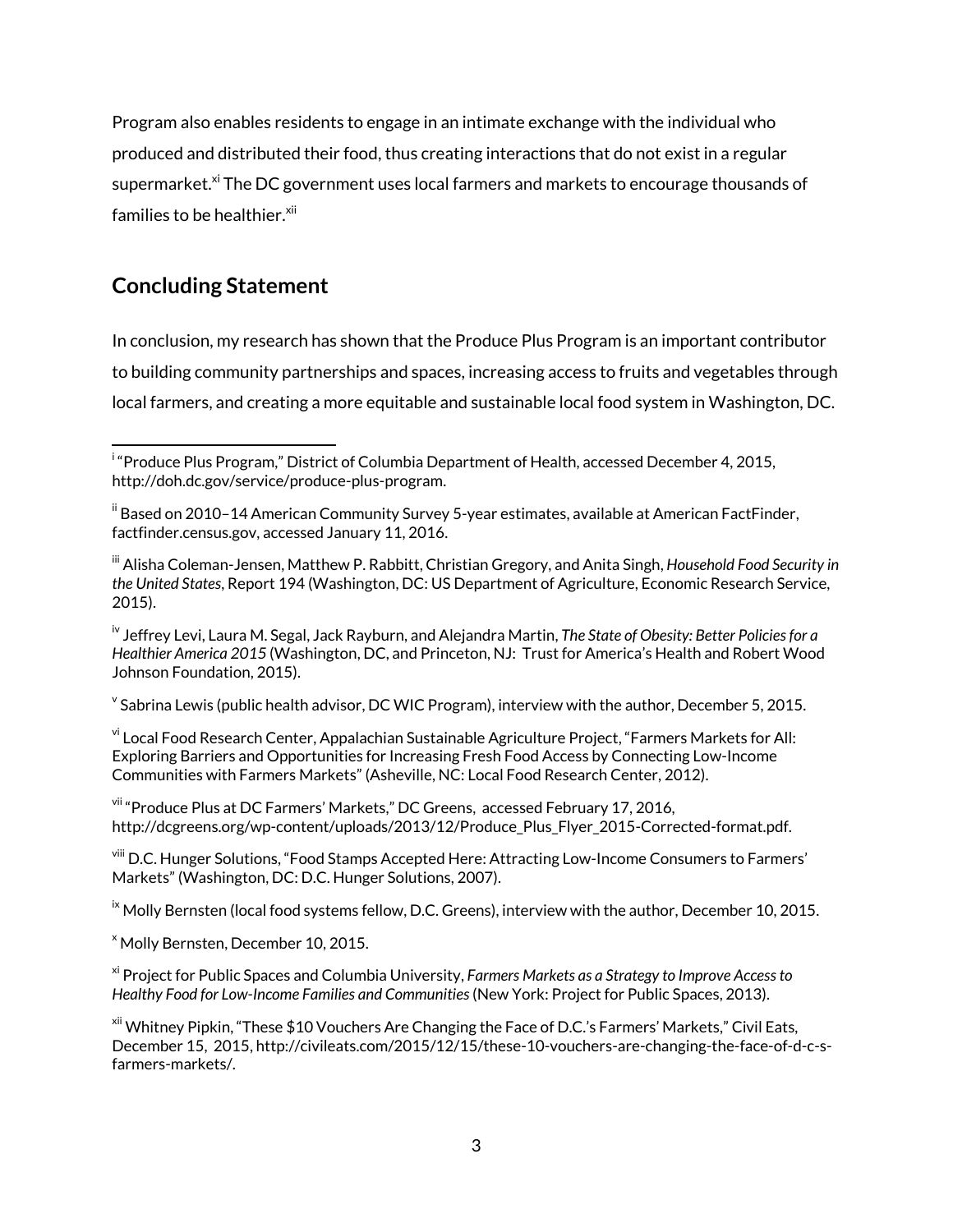Program also enables residents to engage in an intimate exchange with the individual who produced and distributed their food, thus creating interactions that do not exist in a regular supermarket.[xi] The DC government uses local farmers and markets to encourage thousands of families to be healthier.[xii]

## Concluding Statement

In conclusion, my research has shown that the Produce Plus Program is an important contributor to building community partnerships and spaces, increasing access to fruits and vegetables through local farmers, and creating a more equitable and sustainable local food system in Washington, DC.

---

[i] "Produce Plus Program," District of Columbia Department of Health, accessed December 4, 2015, http://doh.dc.gov/service/produce-plus-program.

[ii] Based on 2010–14 American Community Survey 5-year estimates, available at American FactFinder, factfinder.census.gov, accessed January 11, 2016.

[iii] Alisha Coleman-Jensen, Matthew P. Rabbitt, Christian Gregory, and Anita Singh, *Household Food Security in the United States*, Report 194 (Washington, DC: US Department of Agriculture, Economic Research Service, 2015).

[iv] Jeffrey Levi, Laura M. Segal, Jack Rayburn, and Alejandra Martin, *The State of Obesity: Better Policies for a Healthier America 2015* (Washington, DC, and Princeton, NJ: Trust for America's Health and Robert Wood Johnson Foundation, 2015).

[v] Sabrina Lewis (public health advisor, DC WIC Program), interview with the author, December 5, 2015.

[vi] Local Food Research Center, Appalachian Sustainable Agriculture Project, "Farmers Markets for All: Exploring Barriers and Opportunities for Increasing Fresh Food Access by Connecting Low-Income Communities with Farmers Markets" (Asheville, NC: Local Food Research Center, 2012).

[vii] "Produce Plus at DC Farmers' Markets," DC Greens, accessed February 17, 2016, http://dcgreens.org/wp-content/uploads/2013/12/Produce_Plus_Flyer_2015-Corrected-format.pdf.

[viii] D.C. Hunger Solutions, "Food Stamps Accepted Here: Attracting Low-Income Consumers to Farmers' Markets" (Washington, DC: D.C. Hunger Solutions, 2007).

[ix] Molly Bernsten (local food systems fellow, D.C. Greens), interview with the author, December 10, 2015.

[x] Molly Bernsten, December 10, 2015.

[xi] Project for Public Spaces and Columbia University, *Farmers Markets as a Strategy to Improve Access to Healthy Food for Low-Income Families and Communities* (New York: Project for Public Spaces, 2013).

[xii] Whitney Pipkin, "These $10 Vouchers Are Changing the Face of D.C.'s Farmers' Markets," Civil Eats, December 15, 2015, http://civileats.com/2015/12/15/these-10-vouchers-are-changing-the-face-of-d-c-s-farmers-markets/.